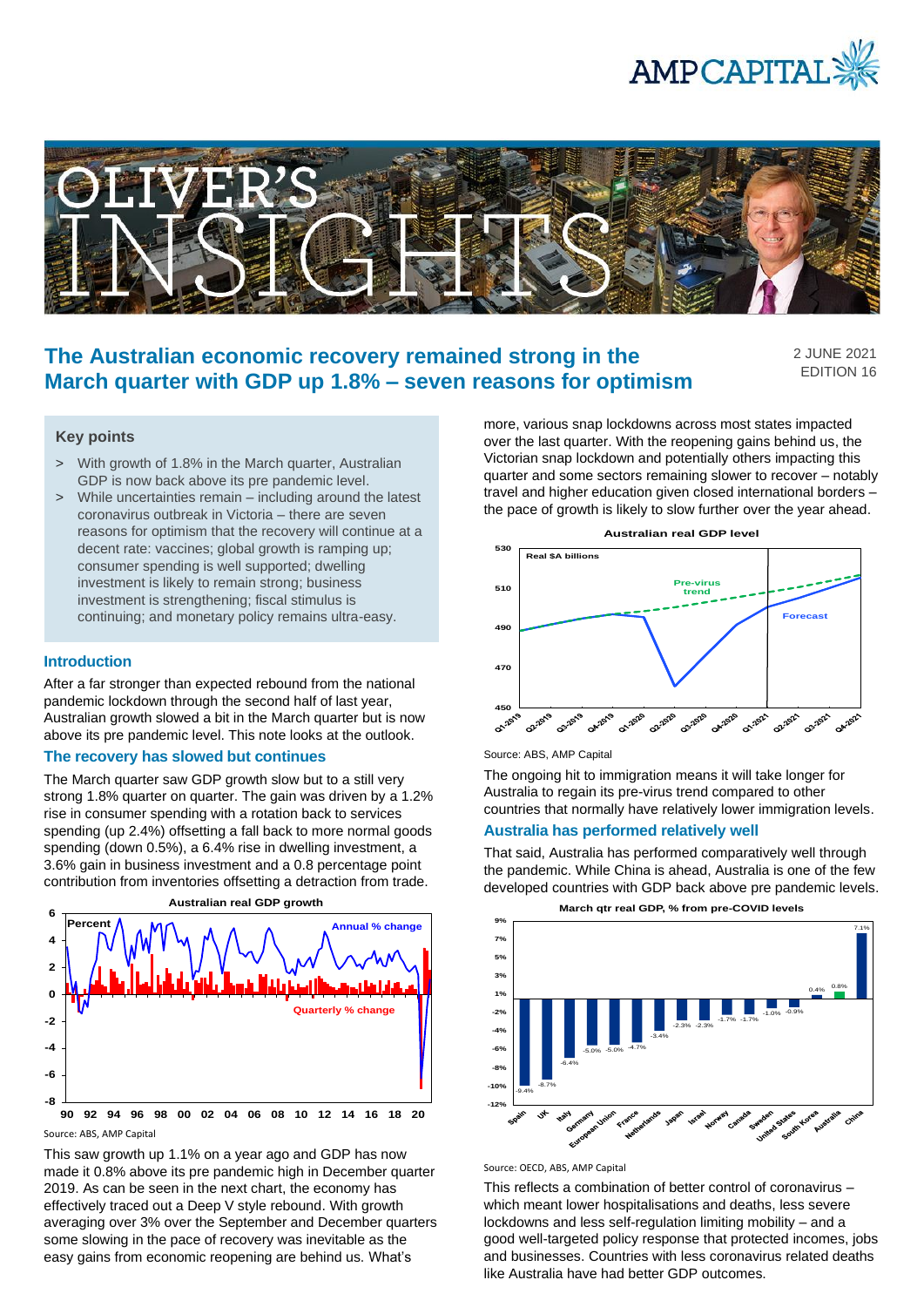# The Australian economic recovery remained strong in the March quarter with GDP up 1.8% – seven reasons for optimism

2 JUNE 2021
EDITION 16

## Key points

> With growth of 1.8% in the March quarter, Australian GDP is now back above its pre pandemic level.

> While uncertainties remain – including around the latest coronavirus outbreak in Victoria – there are seven reasons for optimism that the recovery will continue at a decent rate: vaccines; global growth is ramping up; consumer spending is well supported; dwelling investment is likely to remain strong; business investment is strengthening; fiscal stimulus is continuing; and monetary policy remains ultra-easy.

## Introduction

After a far stronger than expected rebound from the national pandemic lockdown through the second half of last year, Australian growth slowed a bit in the March quarter but is now above its pre pandemic level. This note looks at the outlook.

## The recovery has slowed but continues

The March quarter saw GDP growth slow but to a still very strong 1.8% quarter on quarter. The gain was driven by a 1.2% rise in consumer spending with a rotation back to services spending (up 2.4%) offsetting a fall back to more normal goods spending (down 0.5%), a 6.4% rise in dwelling investment, a 3.6% gain in business investment and a 0.8 percentage point contribution from inventories offsetting a detraction from trade.

**Australian real GDP growth**

Source: ABS, AMP Capital

This saw growth up 1.1% on a year ago and GDP has now made it 0.8% above its pre pandemic high in December quarter 2019. As can be seen in the next chart, the economy has effectively traced out a Deep V style rebound. With growth averaging over 3% over the September and December quarters some slowing in the pace of recovery was inevitable as the easy gains from economic reopening are behind us. What's more, various snap lockdowns across most states impacted over the last quarter. With the reopening gains behind us, the Victorian snap lockdown and potentially others impacting this quarter and some sectors remaining slower to recover – notably travel and higher education given closed international borders – the pace of growth is likely to slow further over the year ahead.

**Australian real GDP level**

Source: ABS, AMP Capital

The ongoing hit to immigration means it will take longer for Australia to regain its pre-virus trend compared to other countries that normally have relatively lower immigration levels.

## Australia has performed relatively well

That said, Australia has performed comparatively well through the pandemic. While China is ahead, Australia is one of the few developed countries with GDP back above pre pandemic levels.

**March qtr real GDP, % from pre-COVID levels**

Source: OECD, ABS, AMP Capital

This reflects a combination of better control of coronavirus – which meant lower hospitalisations and deaths, less severe lockdowns and less self-regulation limiting mobility – and a good well-targeted policy response that protected incomes, jobs and businesses. Countries with less coronavirus related deaths like Australia have had better GDP outcomes.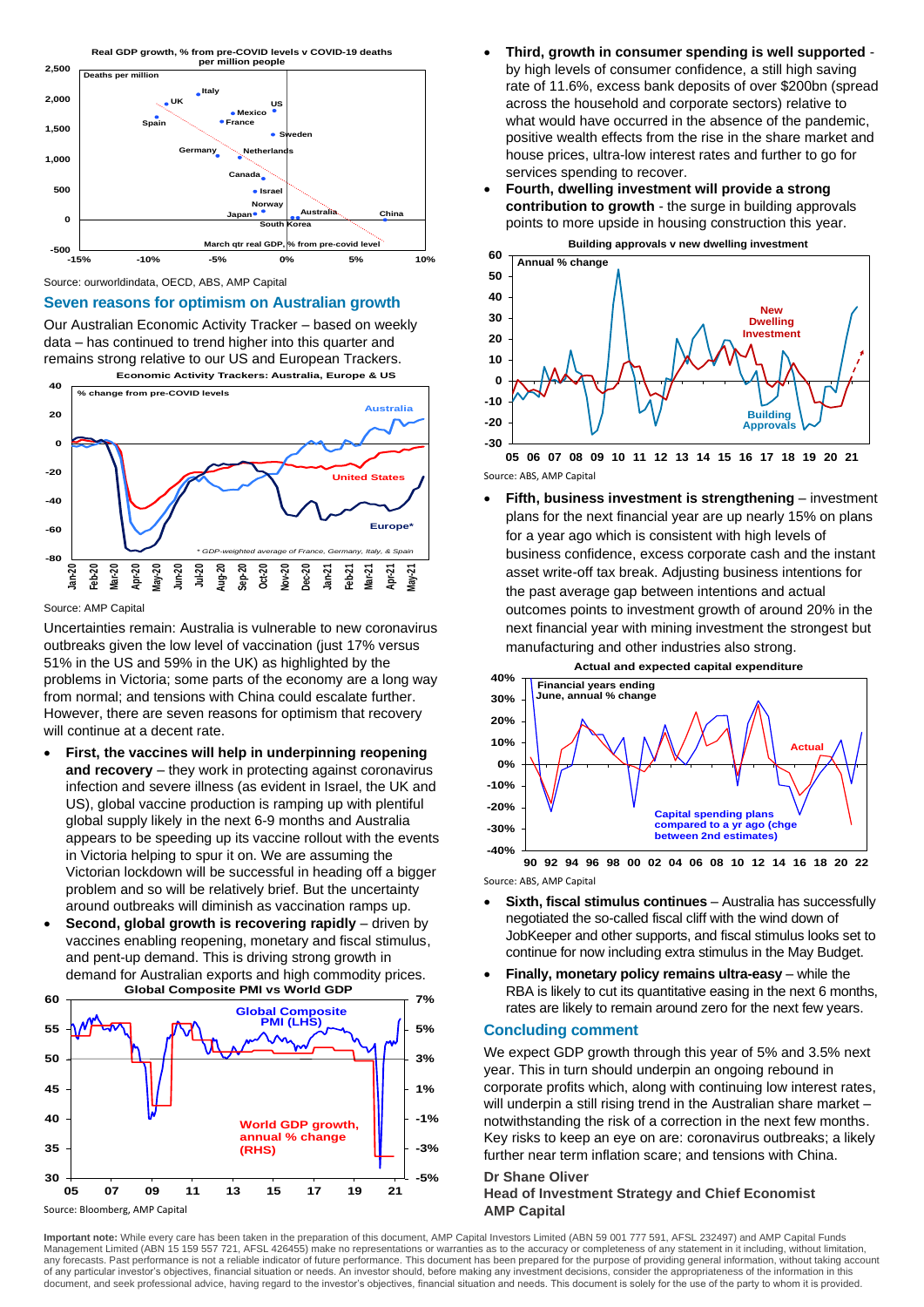Real GDP growth, % from pre-COVID levels v COVID-19 deaths per million people

Deaths per million

2,500
2,000
1,500
1,000
500
0
-500

Italy
UK
US
Mexico
Spain
France
Sweden
Germany
Netherlands
Canada
Israel
Norway
Japan
Australia
China
South Korea

March qtr real GDP, % from pre-covid level

-15% -10% -5% 0% 5% 10%

Source: ourworldindata, OECD, ABS, AMP Capital

## Seven reasons for optimism on Australian growth

Our Australian Economic Activity Tracker – based on weekly data – has continued to trend higher into this quarter and remains strong relative to our US and European Trackers.

Economic Activity Trackers: Australia, Europe & US

% change from pre-COVID levels

40
20
0
-20
-40
-60
-80

Australia
United States
Europe*

* GDP-weighted average of France, Germany, Italy, & Spain

Jan-20 Feb-20 Mar-20 Apr-20 May-20 Jun-20 Jul-20 Aug-20 Sep-20 Oct-20 Nov-20 Dec-20 Jan-21 Feb-21 Mar-21 Apr-21 May-21

Source: AMP Capital

Uncertainties remain: Australia is vulnerable to new coronavirus outbreaks given the low level of vaccination (just 17% versus 51% in the US and 59% in the UK) as highlighted by the problems in Victoria; some parts of the economy are a long way from normal; and tensions with China could escalate further. However, there are seven reasons for optimism that recovery will continue at a decent rate.

- **First, the vaccines will help in underpinning reopening and recovery** – they work in protecting against coronavirus infection and severe illness (as evident in Israel, the UK and US), global vaccine production is ramping up with plentiful global supply likely in the next 6-9 months and Australia appears to be speeding up its vaccine rollout with the events in Victoria helping to spur it on. We are assuming the Victorian lockdown will be successful in heading off a bigger problem and so will be relatively brief. But the uncertainty around outbreaks will diminish as vaccination ramps up.
- **Second, global growth is recovering rapidly** – driven by vaccines enabling reopening, monetary and fiscal stimulus, and pent-up demand. This is driving strong growth in demand for Australian exports and high commodity prices.

Global Composite PMI vs World GDP

60
55
50
45
40
35
30

7%
5%
3%
1%
-1%
-3%
-5%

Global Composite PMI (LHS)

World GDP growth, annual % change (RHS)

05 07 09 11 13 15 17 19 21

Source: Bloomberg, AMP Capital

- **Third, growth in consumer spending is well supported** - by high levels of consumer confidence, a still high saving rate of 11.6%, excess bank deposits of over $200bn (spread across the household and corporate sectors) relative to what would have occurred in the absence of the pandemic, positive wealth effects from the rise in the share market and house prices, ultra-low interest rates and further to go for services spending to recover.
- **Fourth, dwelling investment will provide a strong contribution to growth** - the surge in building approvals points to more upside in housing construction this year.

Building approvals v new dwelling investment

Annual % change

60
50
40
30
20
10
0
-10
-20
-30

New Dwelling Investment

Building Approvals

05 06 07 08 09 10 11 12 13 14 15 16 17 18 19 20 21

Source: ABS, AMP Capital

- **Fifth, business investment is strengthening** – investment plans for the next financial year are up nearly 15% on plans for a year ago which is consistent with high levels of business confidence, excess corporate cash and the instant asset write-off tax break. Adjusting business intentions for the past average gap between intentions and actual outcomes points to investment growth of around 20% in the next financial year with mining investment the strongest but manufacturing and other industries also strong.

Actual and expected capital expenditure

Financial years ending June, annual % change

40%
30%
20%
10%
0%
-10%
-20%
-30%
-40%

Actual

Capital spending plans compared to a yr ago (chge between 2nd estimates)

90 92 94 96 98 00 02 04 06 08 10 12 14 16 18 20 22

Source: ABS, AMP Capital

- **Sixth, fiscal stimulus continues** – Australia has successfully negotiated the so-called fiscal cliff with the wind down of JobKeeper and other supports, and fiscal stimulus looks set to continue for now including extra stimulus in the May Budget.
- **Finally, monetary policy remains ultra-easy** – while the RBA is likely to cut its quantitative easing in the next 6 months, rates are likely to remain around zero for the next few years.

## Concluding comment

We expect GDP growth through this year of 5% and 3.5% next year. This in turn should underpin an ongoing rebound in corporate profits which, along with continuing low interest rates, will underpin a still rising trend in the Australian share market – notwithstanding the risk of a correction in the next few months. Key risks to keep an eye on are: coronavirus outbreaks; a likely further near term inflation scare; and tensions with China.

**Dr Shane Oliver**
**Head of Investment Strategy and Chief Economist**
**AMP Capital**

**Important note:** While every care has been taken in the preparation of this document, AMP Capital Investors Limited (ABN 59 001 777 591, AFSL 232497) and AMP Capital Funds Management Limited (ABN 15 159 557 721, AFSL 426455) make no representations or warranties as to the accuracy or completeness of any statement in it including, without limitation, any forecasts. Past performance is not a reliable indicator of future performance. This document has been prepared for the purpose of providing general information, without taking account of any particular investor's objectives, financial situation or needs. An investor should, before making any investment decisions, consider the appropriateness of the information in this document, and seek professional advice, having regard to the investor's objectives, financial situation and needs. This document is solely for the use of the party to whom it is provided.